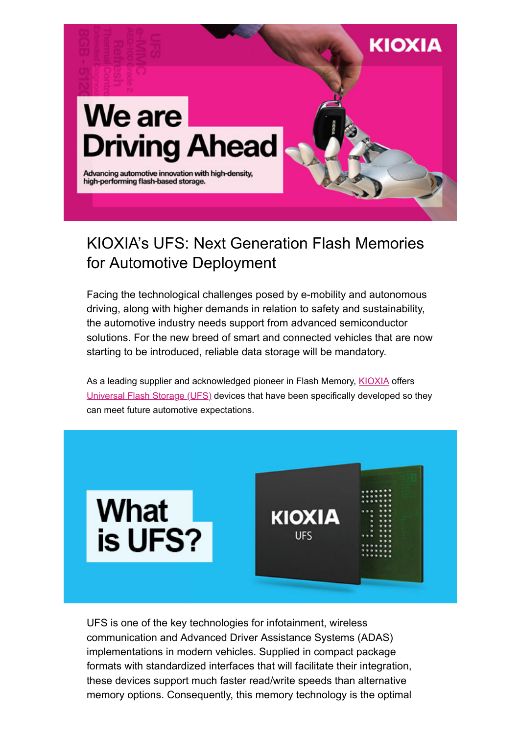# KIOXIA's UFS: Next Generation Flash Memories for Automotive Deployment

Facing the technological challenges posed by e-mobility and autonomous driving, along with higher demands in relation to safety and sustainability, the automotive industry needs support from advanced semiconductor solutions. For the new breed of smart and connected vehicles that are now starting to be introduced, reliable data storage will be mandatory.

As a leading supplier and acknowledged pioneer in Flash Memory, KIOXIA offers Universal Flash Storage (UFS) devices that have been specifically developed so they can meet future automotive expectations.

UFS is one of the key technologies for infotainment, wireless communication and Advanced Driver Assistance Systems (ADAS) implementations in modern vehicles. Supplied in compact package formats with standardized interfaces that will facilitate their integration, these devices support much faster read/write speeds than alternative memory options. Consequently, this memory technology is the optimal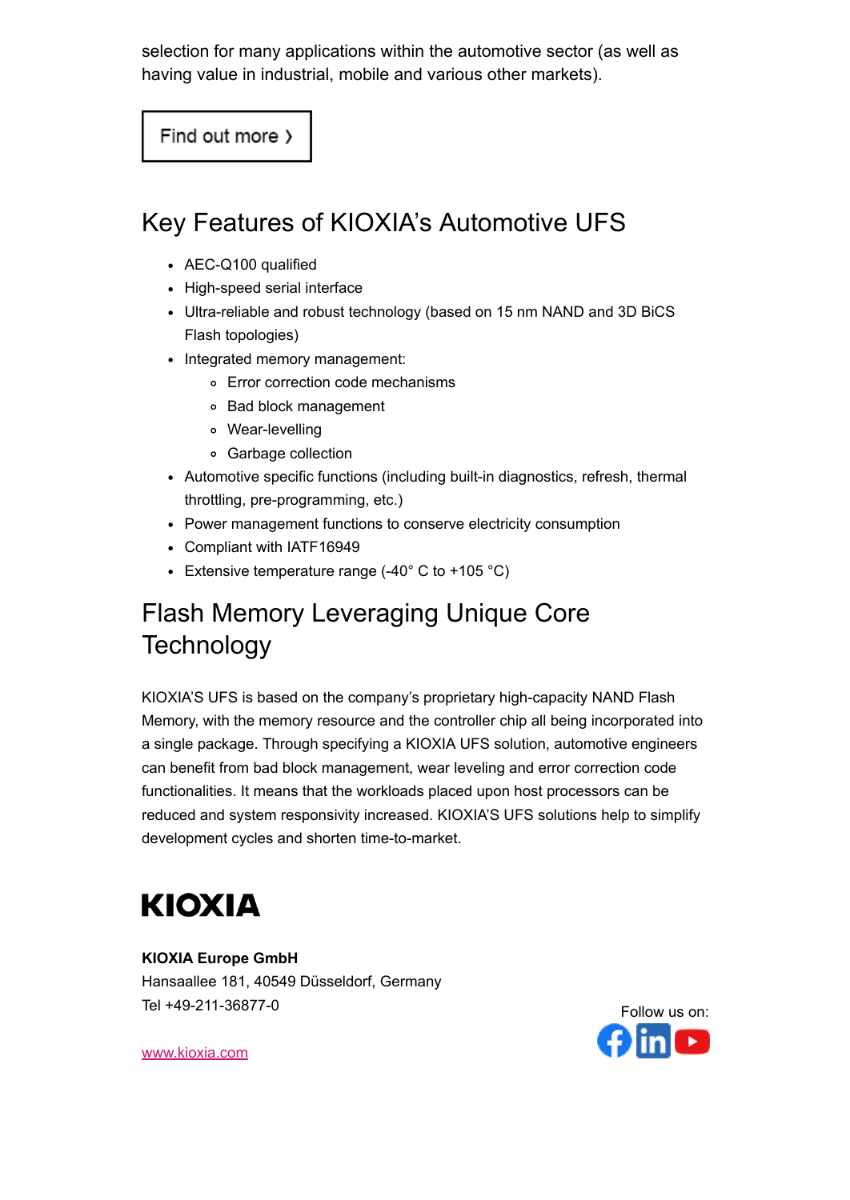selection for many applications within the automotive sector (as well as having value in industrial, mobile and various other markets).

Find out more ›

## Key Features of KIOXIA's Automotive UFS

- AEC-Q100 qualified
- High-speed serial interface
- Ultra-reliable and robust technology (based on 15 nm NAND and 3D BiCS Flash topologies)
- Integrated memory management:
  - Error correction code mechanisms
  - Bad block management
  - Wear-levelling
  - Garbage collection
- Automotive specific functions (including built-in diagnostics, refresh, thermal throttling, pre-programming, etc.)
- Power management functions to conserve electricity consumption
- Compliant with IATF16949
- Extensive temperature range (-40° C to +105 °C)

## Flash Memory Leveraging Unique Core Technology

KIOXIA'S UFS is based on the company's proprietary high-capacity NAND Flash Memory, with the memory resource and the controller chip all being incorporated into a single package. Through specifying a KIOXIA UFS solution, automotive engineers can benefit from bad block management, wear leveling and error correction code functionalities. It means that the workloads placed upon host processors can be reduced and system responsivity increased. KIOXIA'S UFS solutions help to simplify development cycles and shorten time-to-market.

KIOXIA

**KIOXIA Europe GmbH**
Hansaallee 181, 40549 Düsseldorf, Germany
Tel +49-211-36877-0

www.kioxia.com

Follow us on: